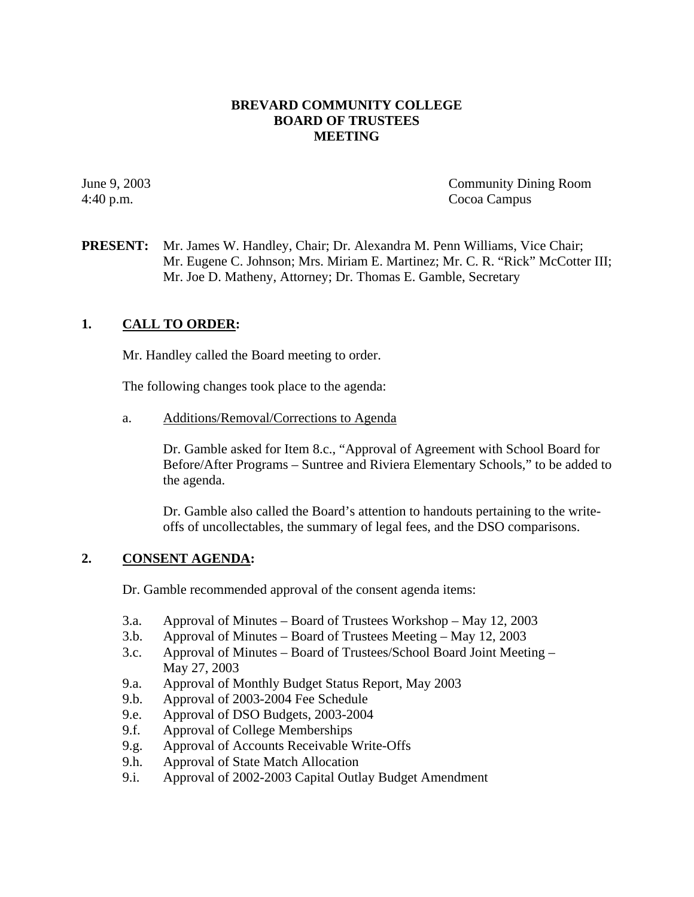# BREVARD COMMUNITY COLLEGE
# BOARD OF TRUSTEES
# MEETING

June 9, 2003
4:40 p.m.

Community Dining Room
Cocoa Campus

**PRESENT:** Mr. James W. Handley, Chair; Dr. Alexandra M. Penn Williams, Vice Chair; Mr. Eugene C. Johnson; Mrs. Miriam E. Martinez; Mr. C. R. "Rick" McCotter III; Mr. Joe D. Matheny, Attorney; Dr. Thomas E. Gamble, Secretary

## 1. CALL TO ORDER:

Mr. Handley called the Board meeting to order.

The following changes took place to the agenda:

a. Additions/Removal/Corrections to Agenda

Dr. Gamble asked for Item 8.c., "Approval of Agreement with School Board for Before/After Programs – Suntree and Riviera Elementary Schools," to be added to the agenda.

Dr. Gamble also called the Board's attention to handouts pertaining to the write-offs of uncollectables, the summary of legal fees, and the DSO comparisons.

## 2. CONSENT AGENDA:

Dr. Gamble recommended approval of the consent agenda items:

- 3.a. Approval of Minutes – Board of Trustees Workshop – May 12, 2003
- 3.b. Approval of Minutes – Board of Trustees Meeting – May 12, 2003
- 3.c. Approval of Minutes – Board of Trustees/School Board Joint Meeting – May 27, 2003
- 9.a. Approval of Monthly Budget Status Report, May 2003
- 9.b. Approval of 2003-2004 Fee Schedule
- 9.e. Approval of DSO Budgets, 2003-2004
- 9.f. Approval of College Memberships
- 9.g. Approval of Accounts Receivable Write-Offs
- 9.h. Approval of State Match Allocation
- 9.i. Approval of 2002-2003 Capital Outlay Budget Amendment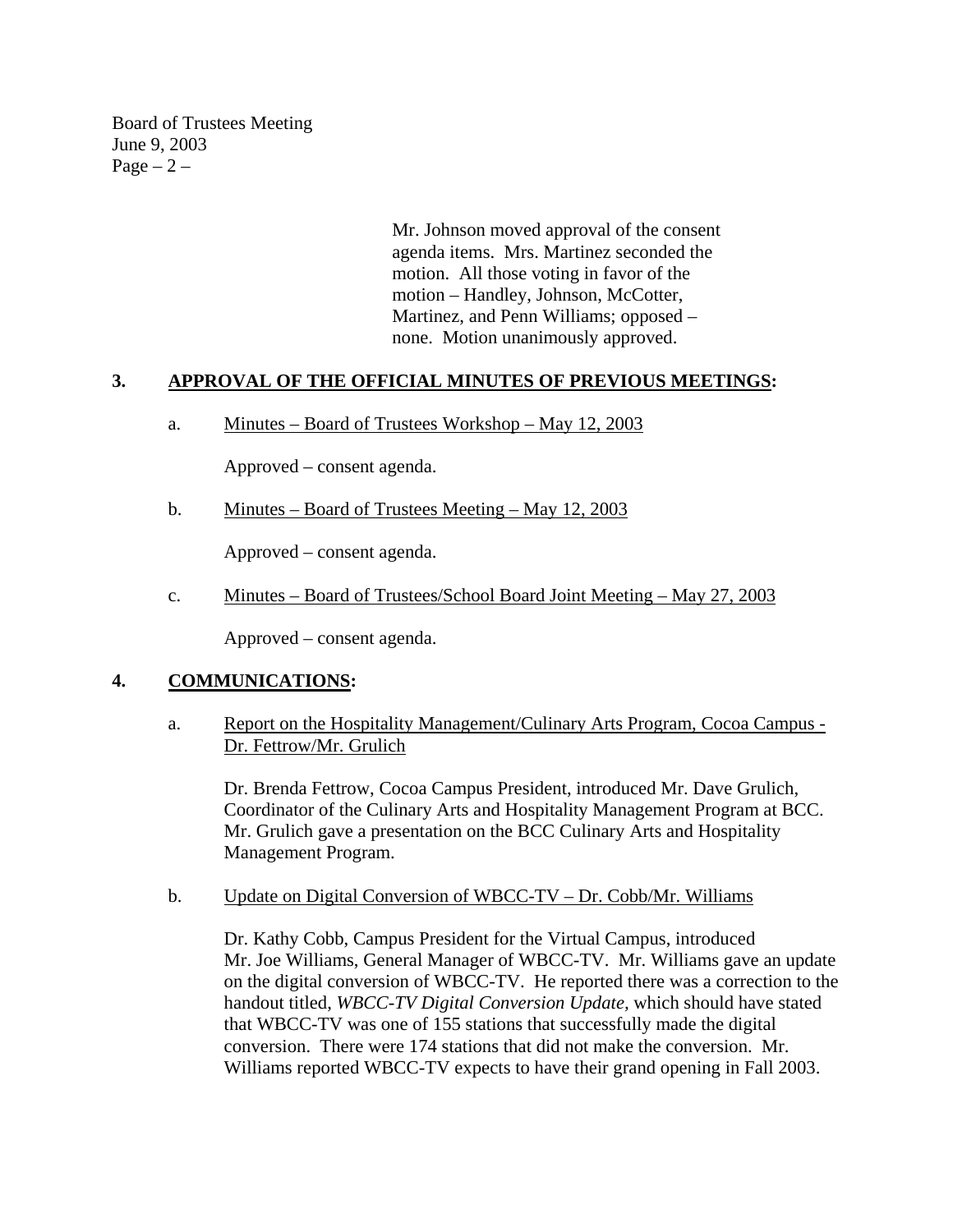Mr. Johnson moved approval of the consent agenda items. Mrs. Martinez seconded the motion. All those voting in favor of the motion – Handley, Johnson, McCotter, Martinez, and Penn Williams; opposed – none. Motion unanimously approved.

## 3. APPROVAL OF THE OFFICIAL MINUTES OF PREVIOUS MEETINGS:

a. Minutes – Board of Trustees Workshop – May 12, 2003

Approved – consent agenda.

b. Minutes – Board of Trustees Meeting – May 12, 2003

Approved – consent agenda.

c. Minutes – Board of Trustees/School Board Joint Meeting – May 27, 2003

Approved – consent agenda.

## 4. COMMUNICATIONS:

a. Report on the Hospitality Management/Culinary Arts Program, Cocoa Campus - Dr. Fettrow/Mr. Grulich

Dr. Brenda Fettrow, Cocoa Campus President, introduced Mr. Dave Grulich, Coordinator of the Culinary Arts and Hospitality Management Program at BCC. Mr. Grulich gave a presentation on the BCC Culinary Arts and Hospitality Management Program.

b. Update on Digital Conversion of WBCC-TV – Dr. Cobb/Mr. Williams

Dr. Kathy Cobb, Campus President for the Virtual Campus, introduced Mr. Joe Williams, General Manager of WBCC-TV. Mr. Williams gave an update on the digital conversion of WBCC-TV. He reported there was a correction to the handout titled, *WBCC-TV Digital Conversion Update,* which should have stated that WBCC-TV was one of 155 stations that successfully made the digital conversion. There were 174 stations that did not make the conversion. Mr. Williams reported WBCC-TV expects to have their grand opening in Fall 2003.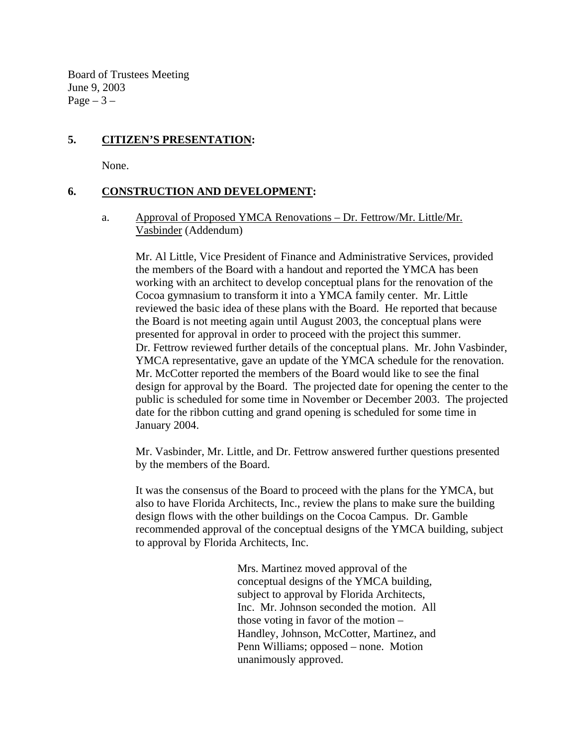## 5. **CITIZEN'S PRESENTATION:**

None.

## 6. **CONSTRUCTION AND DEVELOPMENT:**

a. Approval of Proposed YMCA Renovations – Dr. Fettrow/Mr. Little/Mr. Vasbinder (Addendum)

Mr. Al Little, Vice President of Finance and Administrative Services, provided the members of the Board with a handout and reported the YMCA has been working with an architect to develop conceptual plans for the renovation of the Cocoa gymnasium to transform it into a YMCA family center. Mr. Little reviewed the basic idea of these plans with the Board. He reported that because the Board is not meeting again until August 2003, the conceptual plans were presented for approval in order to proceed with the project this summer. Dr. Fettrow reviewed further details of the conceptual plans. Mr. John Vasbinder, YMCA representative, gave an update of the YMCA schedule for the renovation. Mr. McCotter reported the members of the Board would like to see the final design for approval by the Board. The projected date for opening the center to the public is scheduled for some time in November or December 2003. The projected date for the ribbon cutting and grand opening is scheduled for some time in January 2004.

Mr. Vasbinder, Mr. Little, and Dr. Fettrow answered further questions presented by the members of the Board.

It was the consensus of the Board to proceed with the plans for the YMCA, but also to have Florida Architects, Inc., review the plans to make sure the building design flows with the other buildings on the Cocoa Campus. Dr. Gamble recommended approval of the conceptual designs of the YMCA building, subject to approval by Florida Architects, Inc.

> Mrs. Martinez moved approval of the conceptual designs of the YMCA building, subject to approval by Florida Architects, Inc. Mr. Johnson seconded the motion. All those voting in favor of the motion – Handley, Johnson, McCotter, Martinez, and Penn Williams; opposed – none. Motion unanimously approved.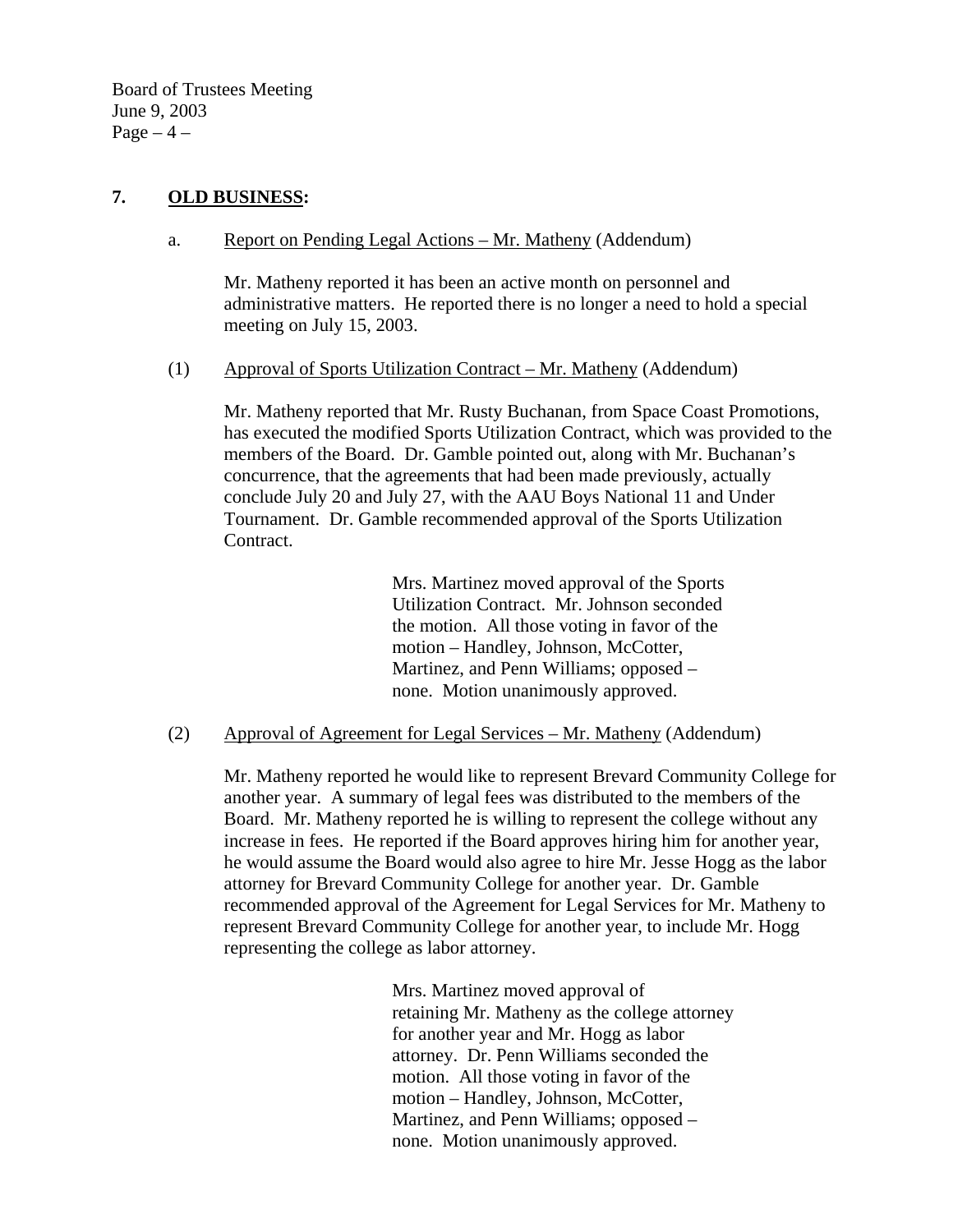## 7. **OLD BUSINESS:**

a. Report on Pending Legal Actions – Mr. Matheny (Addendum)

Mr. Matheny reported it has been an active month on personnel and administrative matters. He reported there is no longer a need to hold a special meeting on July 15, 2003.

(1) Approval of Sports Utilization Contract – Mr. Matheny (Addendum)

Mr. Matheny reported that Mr. Rusty Buchanan, from Space Coast Promotions, has executed the modified Sports Utilization Contract, which was provided to the members of the Board. Dr. Gamble pointed out, along with Mr. Buchanan's concurrence, that the agreements that had been made previously, actually conclude July 20 and July 27, with the AAU Boys National 11 and Under Tournament. Dr. Gamble recommended approval of the Sports Utilization Contract.

> Mrs. Martinez moved approval of the Sports Utilization Contract. Mr. Johnson seconded the motion. All those voting in favor of the motion – Handley, Johnson, McCotter, Martinez, and Penn Williams; opposed – none. Motion unanimously approved.

(2) Approval of Agreement for Legal Services – Mr. Matheny (Addendum)

Mr. Matheny reported he would like to represent Brevard Community College for another year. A summary of legal fees was distributed to the members of the Board. Mr. Matheny reported he is willing to represent the college without any increase in fees. He reported if the Board approves hiring him for another year, he would assume the Board would also agree to hire Mr. Jesse Hogg as the labor attorney for Brevard Community College for another year. Dr. Gamble recommended approval of the Agreement for Legal Services for Mr. Matheny to represent Brevard Community College for another year, to include Mr. Hogg representing the college as labor attorney.

> Mrs. Martinez moved approval of retaining Mr. Matheny as the college attorney for another year and Mr. Hogg as labor attorney. Dr. Penn Williams seconded the motion. All those voting in favor of the motion – Handley, Johnson, McCotter, Martinez, and Penn Williams; opposed – none. Motion unanimously approved.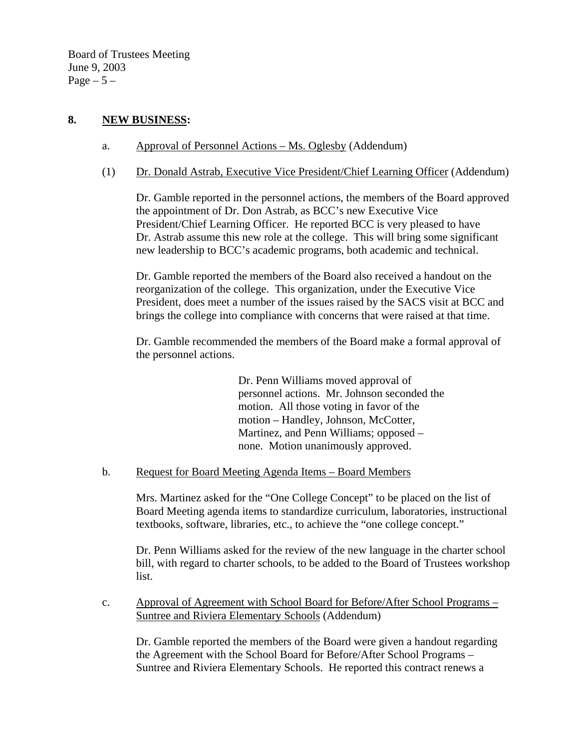## 8. NEW BUSINESS:

a. Approval of Personnel Actions – Ms. Oglesby (Addendum)

(1) Dr. Donald Astrab, Executive Vice President/Chief Learning Officer (Addendum)

Dr. Gamble reported in the personnel actions, the members of the Board approved the appointment of Dr. Don Astrab, as BCC's new Executive Vice President/Chief Learning Officer. He reported BCC is very pleased to have Dr. Astrab assume this new role at the college. This will bring some significant new leadership to BCC's academic programs, both academic and technical.

Dr. Gamble reported the members of the Board also received a handout on the reorganization of the college. This organization, under the Executive Vice President, does meet a number of the issues raised by the SACS visit at BCC and brings the college into compliance with concerns that were raised at that time.

Dr. Gamble recommended the members of the Board make a formal approval of the personnel actions.

> Dr. Penn Williams moved approval of personnel actions. Mr. Johnson seconded the motion. All those voting in favor of the motion – Handley, Johnson, McCotter, Martinez, and Penn Williams; opposed – none. Motion unanimously approved.

b. Request for Board Meeting Agenda Items – Board Members

Mrs. Martinez asked for the "One College Concept" to be placed on the list of Board Meeting agenda items to standardize curriculum, laboratories, instructional textbooks, software, libraries, etc., to achieve the "one college concept."

Dr. Penn Williams asked for the review of the new language in the charter school bill, with regard to charter schools, to be added to the Board of Trustees workshop list.

c. Approval of Agreement with School Board for Before/After School Programs – Suntree and Riviera Elementary Schools (Addendum)

Dr. Gamble reported the members of the Board were given a handout regarding the Agreement with the School Board for Before/After School Programs – Suntree and Riviera Elementary Schools. He reported this contract renews a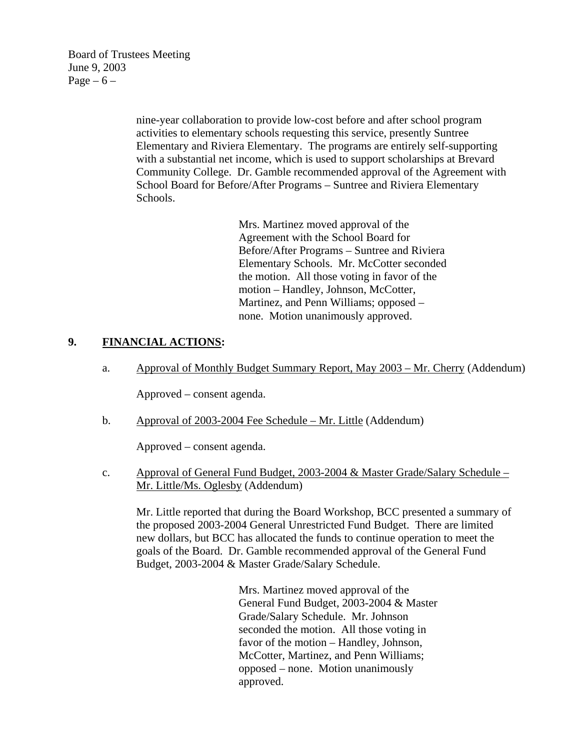nine-year collaboration to provide low-cost before and after school program activities to elementary schools requesting this service, presently Suntree Elementary and Riviera Elementary. The programs are entirely self-supporting with a substantial net income, which is used to support scholarships at Brevard Community College. Dr. Gamble recommended approval of the Agreement with School Board for Before/After Programs – Suntree and Riviera Elementary Schools.

> Mrs. Martinez moved approval of the Agreement with the School Board for Before/After Programs – Suntree and Riviera Elementary Schools. Mr. McCotter seconded the motion. All those voting in favor of the motion – Handley, Johnson, McCotter, Martinez, and Penn Williams; opposed – none. Motion unanimously approved.

## 9. FINANCIAL ACTIONS:

a. Approval of Monthly Budget Summary Report, May 2003 – Mr. Cherry (Addendum)

Approved – consent agenda.

b. Approval of 2003-2004 Fee Schedule – Mr. Little (Addendum)

Approved – consent agenda.

c. Approval of General Fund Budget, 2003-2004 & Master Grade/Salary Schedule – Mr. Little/Ms. Oglesby (Addendum)

Mr. Little reported that during the Board Workshop, BCC presented a summary of the proposed 2003-2004 General Unrestricted Fund Budget. There are limited new dollars, but BCC has allocated the funds to continue operation to meet the goals of the Board. Dr. Gamble recommended approval of the General Fund Budget, 2003-2004 & Master Grade/Salary Schedule.

> Mrs. Martinez moved approval of the General Fund Budget, 2003-2004 & Master Grade/Salary Schedule. Mr. Johnson seconded the motion. All those voting in favor of the motion – Handley, Johnson, McCotter, Martinez, and Penn Williams; opposed – none. Motion unanimously approved.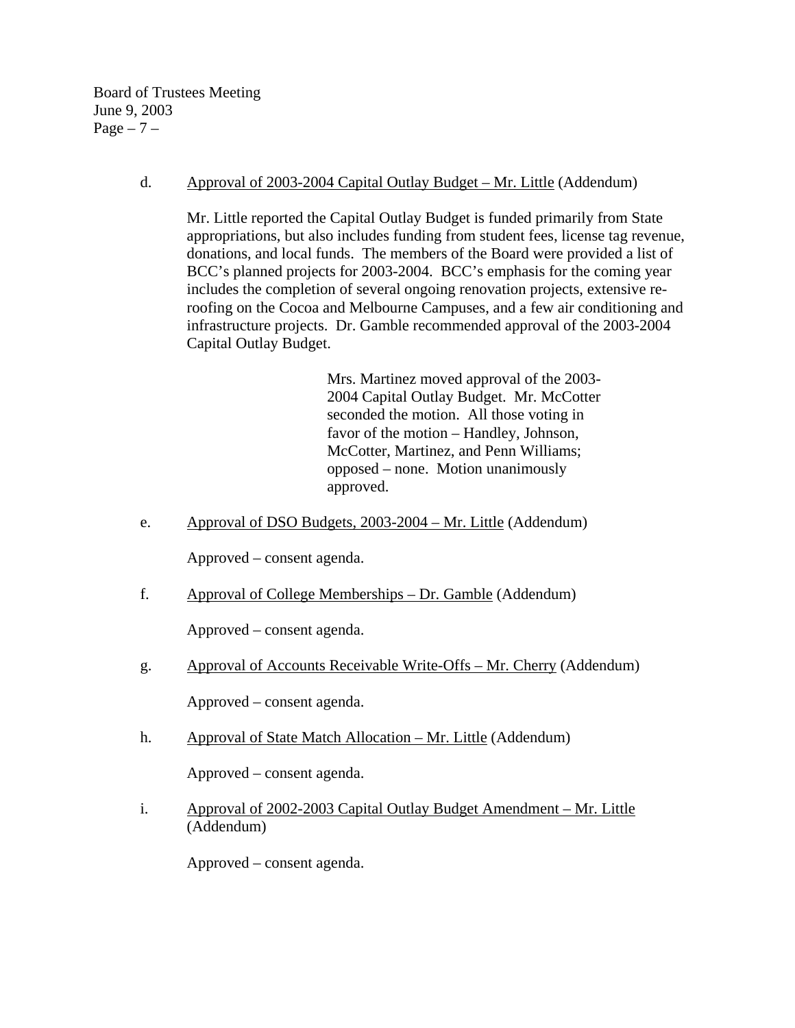d. <u>Approval of 2003-2004 Capital Outlay Budget – Mr. Little</u> (Addendum)

Mr. Little reported the Capital Outlay Budget is funded primarily from State appropriations, but also includes funding from student fees, license tag revenue, donations, and local funds. The members of the Board were provided a list of BCC's planned projects for 2003-2004. BCC's emphasis for the coming year includes the completion of several ongoing renovation projects, extensive re-roofing on the Cocoa and Melbourne Campuses, and a few air conditioning and infrastructure projects. Dr. Gamble recommended approval of the 2003-2004 Capital Outlay Budget.

> Mrs. Martinez moved approval of the 2003-2004 Capital Outlay Budget. Mr. McCotter seconded the motion. All those voting in favor of the motion – Handley, Johnson, McCotter, Martinez, and Penn Williams; opposed – none. Motion unanimously approved.

e. <u>Approval of DSO Budgets, 2003-2004 – Mr. Little</u> (Addendum)

Approved – consent agenda.

f. <u>Approval of College Memberships – Dr. Gamble</u> (Addendum)

Approved – consent agenda.

g. <u>Approval of Accounts Receivable Write-Offs – Mr. Cherry</u> (Addendum)

Approved – consent agenda.

h. <u>Approval of State Match Allocation – Mr. Little</u> (Addendum)

Approved – consent agenda.

i. <u>Approval of 2002-2003 Capital Outlay Budget Amendment – Mr. Little</u> (Addendum)

Approved – consent agenda.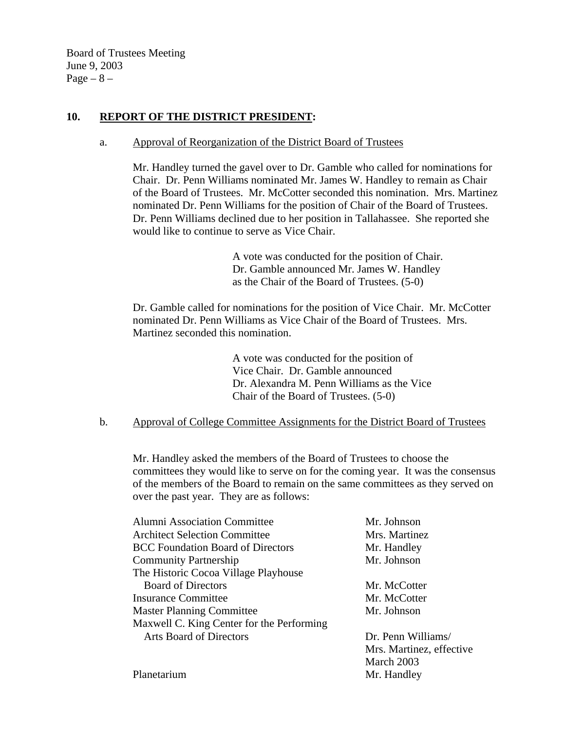## 10. REPORT OF THE DISTRICT PRESIDENT:

### a. Approval of Reorganization of the District Board of Trustees

Mr. Handley turned the gavel over to Dr. Gamble who called for nominations for Chair. Dr. Penn Williams nominated Mr. James W. Handley to remain as Chair of the Board of Trustees. Mr. McCotter seconded this nomination. Mrs. Martinez nominated Dr. Penn Williams for the position of Chair of the Board of Trustees. Dr. Penn Williams declined due to her position in Tallahassee. She reported she would like to continue to serve as Vice Chair.

> A vote was conducted for the position of Chair. Dr. Gamble announced Mr. James W. Handley as the Chair of the Board of Trustees. (5-0)

Dr. Gamble called for nominations for the position of Vice Chair. Mr. McCotter nominated Dr. Penn Williams as Vice Chair of the Board of Trustees. Mrs. Martinez seconded this nomination.

> A vote was conducted for the position of Vice Chair. Dr. Gamble announced Dr. Alexandra M. Penn Williams as the Vice Chair of the Board of Trustees. (5-0)

### b. Approval of College Committee Assignments for the District Board of Trustees

Mr. Handley asked the members of the Board of Trustees to choose the committees they would like to serve on for the coming year. It was the consensus of the members of the Board to remain on the same committees as they served on over the past year. They are as follows:

| Committee | Member |
|---|---|
| Alumni Association Committee | Mr. Johnson |
| Architect Selection Committee | Mrs. Martinez |
| BCC Foundation Board of Directors | Mr. Handley |
| Community Partnership | Mr. Johnson |
| The Historic Cocoa Village Playhouse Board of Directors | Mr. McCotter |
| Insurance Committee | Mr. McCotter |
| Master Planning Committee | Mr. Johnson |
| Maxwell C. King Center for the Performing Arts Board of Directors | Dr. Penn Williams/ Mrs. Martinez, effective March 2003 |
| Planetarium | Mr. Handley |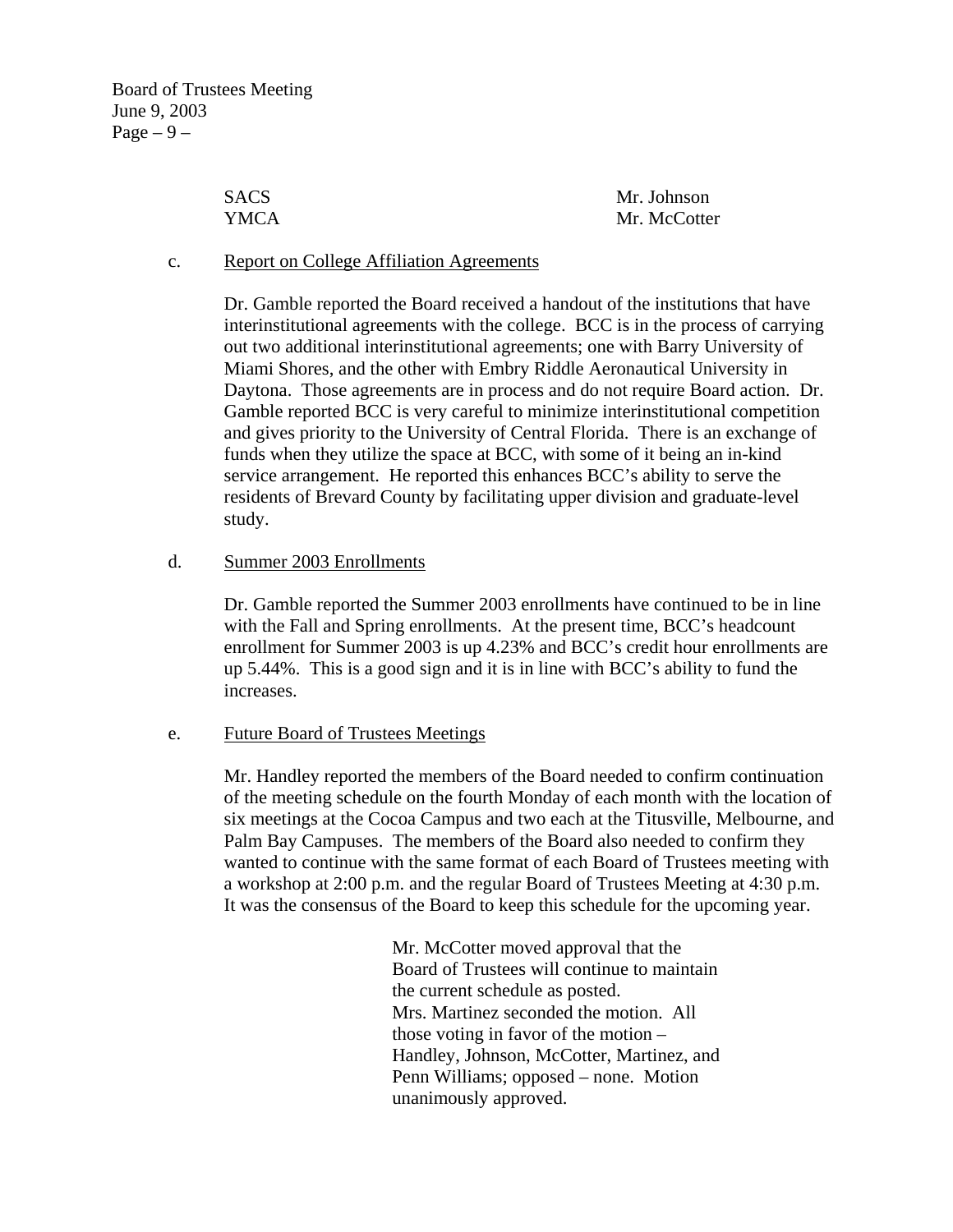| | |
|---|---|
| SACS | Mr. Johnson |
| YMCA | Mr. McCotter |

c. <u>Report on College Affiliation Agreements</u>

Dr. Gamble reported the Board received a handout of the institutions that have interinstitutional agreements with the college. BCC is in the process of carrying out two additional interinstitutional agreements; one with Barry University of Miami Shores, and the other with Embry Riddle Aeronautical University in Daytona. Those agreements are in process and do not require Board action. Dr. Gamble reported BCC is very careful to minimize interinstitutional competition and gives priority to the University of Central Florida. There is an exchange of funds when they utilize the space at BCC, with some of it being an in-kind service arrangement. He reported this enhances BCC's ability to serve the residents of Brevard County by facilitating upper division and graduate-level study.

d. <u>Summer 2003 Enrollments</u>

Dr. Gamble reported the Summer 2003 enrollments have continued to be in line with the Fall and Spring enrollments. At the present time, BCC's headcount enrollment for Summer 2003 is up 4.23% and BCC's credit hour enrollments are up 5.44%. This is a good sign and it is in line with BCC's ability to fund the increases.

e. <u>Future Board of Trustees Meetings</u>

Mr. Handley reported the members of the Board needed to confirm continuation of the meeting schedule on the fourth Monday of each month with the location of six meetings at the Cocoa Campus and two each at the Titusville, Melbourne, and Palm Bay Campuses. The members of the Board also needed to confirm they wanted to continue with the same format of each Board of Trustees meeting with a workshop at 2:00 p.m. and the regular Board of Trustees Meeting at 4:30 p.m. It was the consensus of the Board to keep this schedule for the upcoming year.

> Mr. McCotter moved approval that the Board of Trustees will continue to maintain the current schedule as posted. Mrs. Martinez seconded the motion. All those voting in favor of the motion – Handley, Johnson, McCotter, Martinez, and Penn Williams; opposed – none. Motion unanimously approved.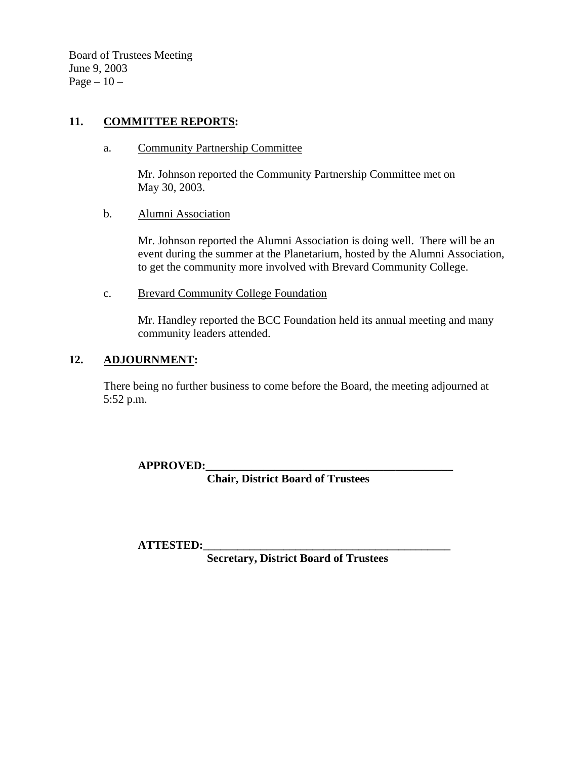## 11. **COMMITTEE REPORTS:**

a. Community Partnership Committee

Mr. Johnson reported the Community Partnership Committee met on May 30, 2003.

b. Alumni Association

Mr. Johnson reported the Alumni Association is doing well. There will be an event during the summer at the Planetarium, hosted by the Alumni Association, to get the community more involved with Brevard Community College.

c. Brevard Community College Foundation

Mr. Handley reported the BCC Foundation held its annual meeting and many community leaders attended.

## 12. **ADJOURNMENT:**

There being no further business to come before the Board, the meeting adjourned at 5:52 p.m.

**APPROVED:**_____________________________________________
**Chair, District Board of Trustees**

**ATTESTED:**_____________________________________________
**Secretary, District Board of Trustees**